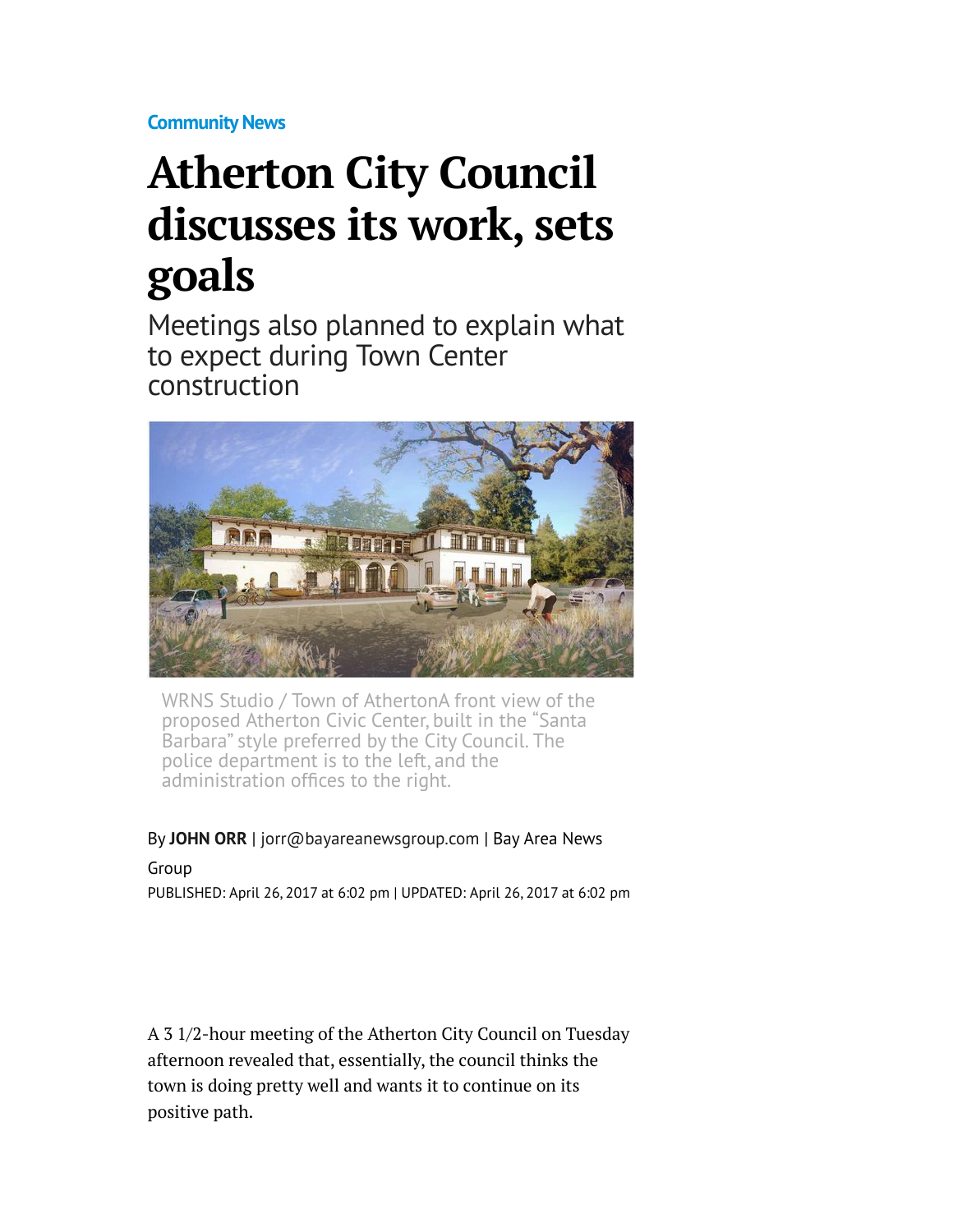Community News

# Atherton City Council discusses its work, sets goals

## Meetings also planned to explain what to expect during Town Center construction

WRNS Studio / Town of AthertonA front view of the proposed Atherton Civic Center, built in the "Santa Barbara" style preferred by the City Council. The police department is to the left, and the administration offices to the right.

By **JOHN ORR** | jorr@bayareanewsgroup.com | Bay Area News Group

PUBLISHED: April 26, 2017 at 6:02 pm | UPDATED: April 26, 2017 at 6:02 pm

A 3 1/2-hour meeting of the Atherton City Council on Tuesday afternoon revealed that, essentially, the council thinks the town is doing pretty well and wants it to continue on its positive path.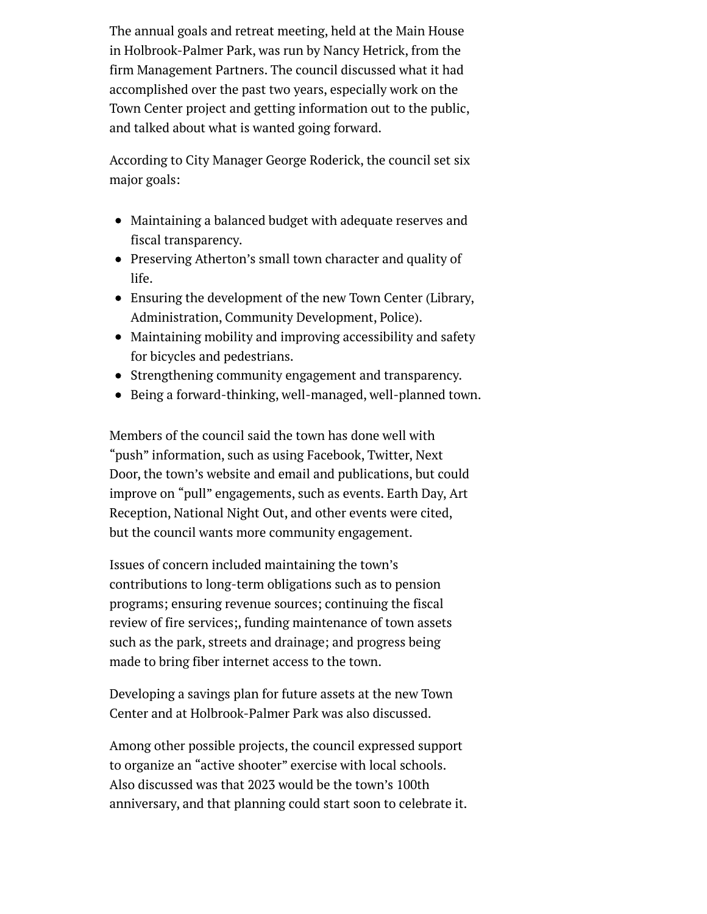The annual goals and retreat meeting, held at the Main House in Holbrook-Palmer Park, was run by Nancy Hetrick, from the firm Management Partners. The council discussed what it had accomplished over the past two years, especially work on the Town Center project and getting information out to the public, and talked about what is wanted going forward.

According to City Manager George Roderick, the council set six major goals:

- Maintaining a balanced budget with adequate reserves and fiscal transparency.
- Preserving Atherton's small town character and quality of life.
- Ensuring the development of the new Town Center (Library, Administration, Community Development, Police).
- Maintaining mobility and improving accessibility and safety for bicycles and pedestrians.
- Strengthening community engagement and transparency.
- Being a forward-thinking, well-managed, well-planned town.

Members of the council said the town has done well with "push" information, such as using Facebook, Twitter, Next Door, the town's website and email and publications, but could improve on "pull" engagements, such as events. Earth Day, Art Reception, National Night Out, and other events were cited, but the council wants more community engagement.

Issues of concern included maintaining the town's contributions to long-term obligations such as to pension programs; ensuring revenue sources; continuing the fiscal review of fire services;, funding maintenance of town assets such as the park, streets and drainage; and progress being made to bring fiber internet access to the town.

Developing a savings plan for future assets at the new Town Center and at Holbrook-Palmer Park was also discussed.

Among other possible projects, the council expressed support to organize an "active shooter" exercise with local schools. Also discussed was that 2023 would be the town's 100th anniversary, and that planning could start soon to celebrate it.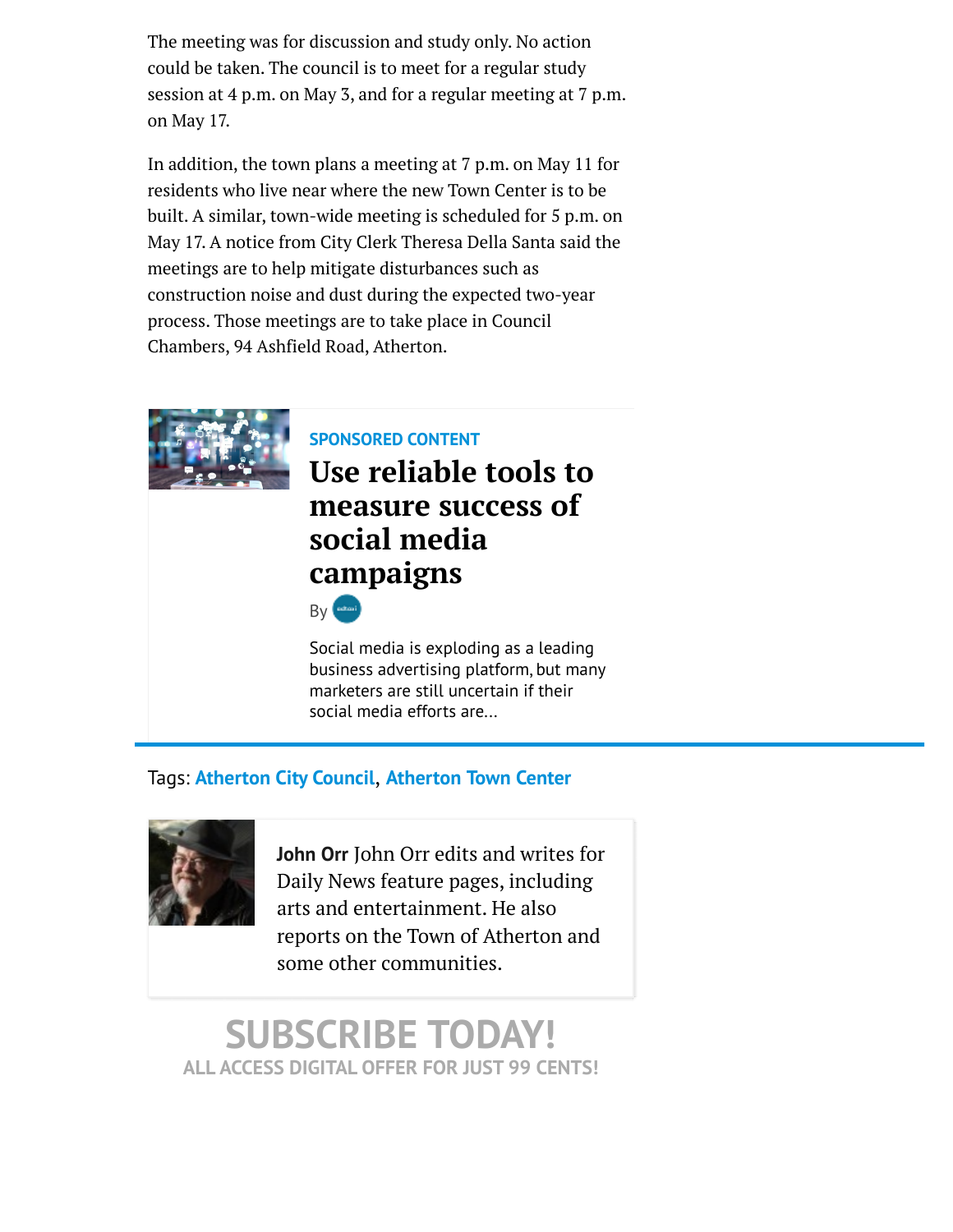The meeting was for discussion and study only. No action could be taken. The council is to meet for a regular study session at 4 p.m. on May 3, and for a regular meeting at 7 p.m. on May 17.

In addition, the town plans a meeting at 7 p.m. on May 11 for residents who live near where the new Town Center is to be built. A similar, town-wide meeting is scheduled for 5 p.m. on May 17. A notice from City Clerk Theresa Della Santa said the meetings are to help mitigate disturbances such as construction noise and dust during the expected two-year process. Those meetings are to take place in Council Chambers, 94 Ashfield Road, Atherton.

SPONSORED CONTENT

## Use reliable tools to measure success of social media campaigns

By

Social media is exploding as a leading business advertising platform, but many marketers are still uncertain if their social media efforts are...

Tags: **Atherton City Council**, **Atherton Town Center**

**John Orr** John Orr edits and writes for Daily News feature pages, including arts and entertainment. He also reports on the Town of Atherton and some other communities.

**SUBSCRIBE TODAY!**

ALL ACCESS DIGITAL OFFER FOR JUST 99 CENTS!